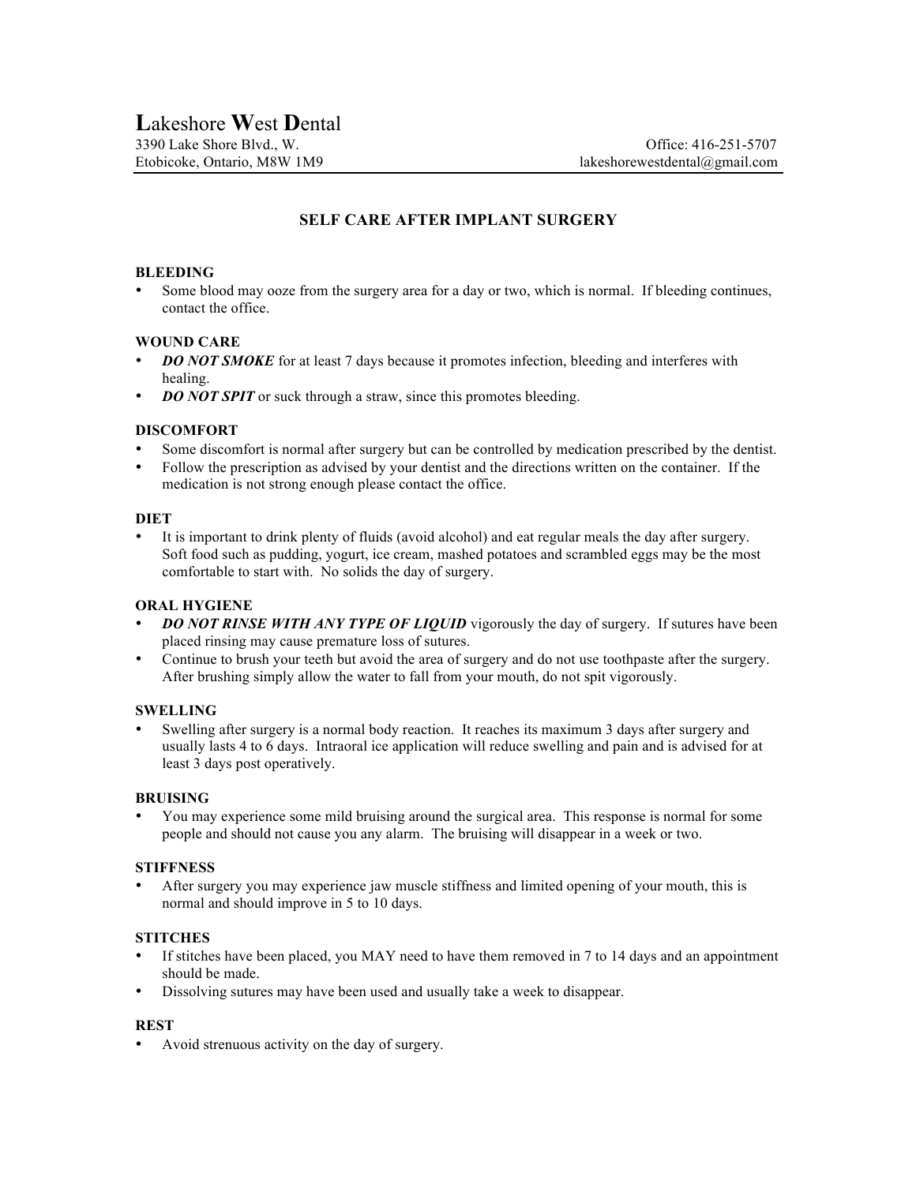# **L**akeshore **W**est **D**ental

3390 Lake Shore Blvd., W.
Etobicoke, Ontario, M8W 1M9

Office: 416-251-5707
lakeshorewestdental@gmail.com

## SELF CARE AFTER IMPLANT SURGERY

### BLEEDING

- Some blood may ooze from the surgery area for a day or two, which is normal. If bleeding continues, contact the office.

### WOUND CARE

- ***DO NOT SMOKE*** for at least 7 days because it promotes infection, bleeding and interferes with healing.
- ***DO NOT SPIT*** or suck through a straw, since this promotes bleeding.

### DISCOMFORT

- Some discomfort is normal after surgery but can be controlled by medication prescribed by the dentist.
- Follow the prescription as advised by your dentist and the directions written on the container. If the medication is not strong enough please contact the office.

### DIET

- It is important to drink plenty of fluids (avoid alcohol) and eat regular meals the day after surgery. Soft food such as pudding, yogurt, ice cream, mashed potatoes and scrambled eggs may be the most comfortable to start with. No solids the day of surgery.

### ORAL HYGIENE

- ***DO NOT RINSE WITH ANY TYPE OF LIQUID*** vigorously the day of surgery. If sutures have been placed rinsing may cause premature loss of sutures.
- Continue to brush your teeth but avoid the area of surgery and do not use toothpaste after the surgery. After brushing simply allow the water to fall from your mouth, do not spit vigorously.

### SWELLING

- Swelling after surgery is a normal body reaction. It reaches its maximum 3 days after surgery and usually lasts 4 to 6 days. Intraoral ice application will reduce swelling and pain and is advised for at least 3 days post operatively.

### BRUISING

- You may experience some mild bruising around the surgical area. This response is normal for some people and should not cause you any alarm. The bruising will disappear in a week or two.

### STIFFNESS

- After surgery you may experience jaw muscle stiffness and limited opening of your mouth, this is normal and should improve in 5 to 10 days.

### STITCHES

- If stitches have been placed, you MAY need to have them removed in 7 to 14 days and an appointment should be made.
- Dissolving sutures may have been used and usually take a week to disappear.

### REST

- Avoid strenuous activity on the day of surgery.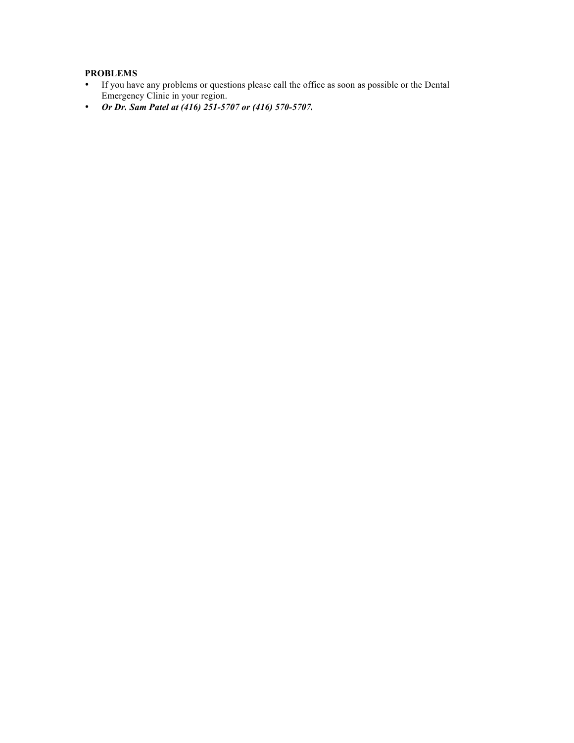**PROBLEMS**

- If you have any problems or questions please call the office as soon as possible or the Dental Emergency Clinic in your region.
- ***Or Dr. Sam Patel at (416) 251-5707 or (416) 570-5707.***